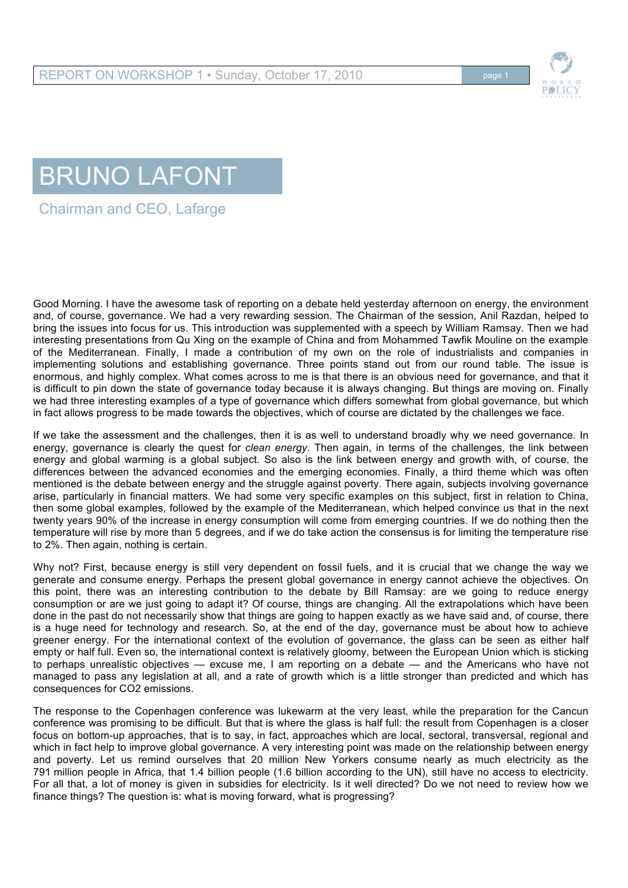# BRUNO LAFONT

Chairman and CEO, Lafarge

Good Morning. I have the awesome task of reporting on a debate held yesterday afternoon on energy, the environment and, of course, governance. We had a very rewarding session. The Chairman of the session, Anil Razdan, helped to bring the issues into focus for us. This introduction was supplemented with a speech by William Ramsay. Then we had interesting presentations from Qu Xing on the example of China and from Mohammed Tawfik Mouline on the example of the Mediterranean. Finally, I made a contribution of my own on the role of industrialists and companies in implementing solutions and establishing governance. Three points stand out from our round table. The issue is enormous, and highly complex. What comes across to me is that there is an obvious need for governance, and that it is difficult to pin down the state of governance today because it is always changing. But things are moving on. Finally we had three interesting examples of a type of governance which differs somewhat from global governance, but which in fact allows progress to be made towards the objectives, which of course are dictated by the challenges we face.

If we take the assessment and the challenges, then it is as well to understand broadly why we need governance. In energy, governance is clearly the quest for *clean energy*. Then again, in terms of the challenges, the link between energy and global warming is a global subject. So also is the link between energy and growth with, of course, the differences between the advanced economies and the emerging economies. Finally, a third theme which was often mentioned is the debate between energy and the struggle against poverty. There again, subjects involving governance arise, particularly in financial matters. We had some very specific examples on this subject, first in relation to China, then some global examples, followed by the example of the Mediterranean, which helped convince us that in the next twenty years 90% of the increase in energy consumption will come from emerging countries. If we do nothing then the temperature will rise by more than 5 degrees, and if we do take action the consensus is for limiting the temperature rise to 2%. Then again, nothing is certain.

Why not? First, because energy is still very dependent on fossil fuels, and it is crucial that we change the way we generate and consume energy. Perhaps the present global governance in energy cannot achieve the objectives. On this point, there was an interesting contribution to the debate by Bill Ramsay: are we going to reduce energy consumption or are we just going to adapt it? Of course, things are changing. All the extrapolations which have been done in the past do not necessarily show that things are going to happen exactly as we have said and, of course, there is a huge need for technology and research. So, at the end of the day, governance must be about how to achieve greener energy. For the international context of the evolution of governance, the glass can be seen as either half empty or half full. Even so, the international context is relatively gloomy, between the European Union which is sticking to perhaps unrealistic objectives — excuse me, I am reporting on a debate — and the Americans who have not managed to pass any legislation at all, and a rate of growth which is a little stronger than predicted and which has consequences for $CO_2$ emissions.

The response to the Copenhagen conference was lukewarm at the very least, while the preparation for the Cancun conference was promising to be difficult. But that is where the glass is half full: the result from Copenhagen is a closer focus on bottom-up approaches, that is to say, in fact, approaches which are local, sectoral, transversal, regional and which in fact help to improve global governance. A very interesting point was made on the relationship between energy and poverty. Let us remind ourselves that 20 million New Yorkers consume nearly as much electricity as the 791 million people in Africa, that 1.4 billion people (1.6 billion according to the UN), still have no access to electricity. For all that, a lot of money is given in subsidies for electricity. Is it well directed? Do we not need to review how we finance things? The question is: what is moving forward, what is progressing?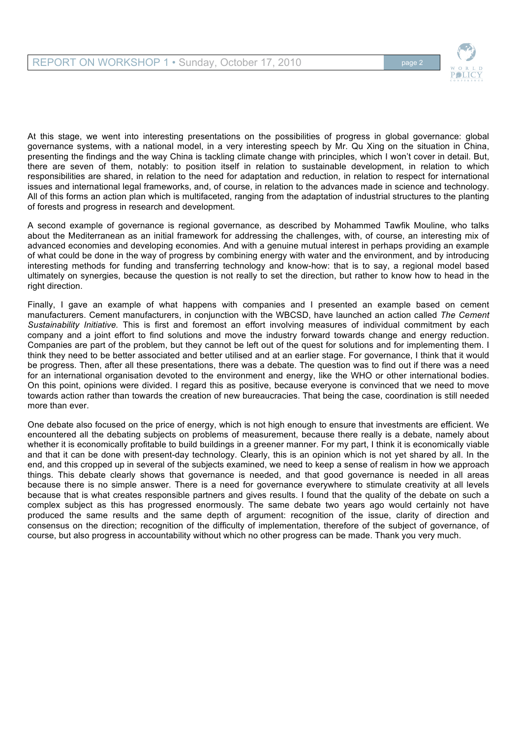At this stage, we went into interesting presentations on the possibilities of progress in global governance: global governance systems, with a national model, in a very interesting speech by Mr. Qu Xing on the situation in China, presenting the findings and the way China is tackling climate change with principles, which I won't cover in detail. But, there are seven of them, notably: to position itself in relation to sustainable development, in relation to which responsibilities are shared, in relation to the need for adaptation and reduction, in relation to respect for international issues and international legal frameworks, and, of course, in relation to the advances made in science and technology. All of this forms an action plan which is multifaceted, ranging from the adaptation of industrial structures to the planting of forests and progress in research and development.

A second example of governance is regional governance, as described by Mohammed Tawfik Mouline, who talks about the Mediterranean as an initial framework for addressing the challenges, with, of course, an interesting mix of advanced economies and developing economies. And with a genuine mutual interest in perhaps providing an example of what could be done in the way of progress by combining energy with water and the environment, and by introducing interesting methods for funding and transferring technology and know-how: that is to say, a regional model based ultimately on synergies, because the question is not really to set the direction, but rather to know how to head in the right direction.

Finally, I gave an example of what happens with companies and I presented an example based on cement manufacturers. Cement manufacturers, in conjunction with the WBCSD, have launched an action called *The Cement Sustainability Initiative.* This is first and foremost an effort involving measures of individual commitment by each company and a joint effort to find solutions and move the industry forward towards change and energy reduction. Companies are part of the problem, but they cannot be left out of the quest for solutions and for implementing them. I think they need to be better associated and better utilised and at an earlier stage. For governance, I think that it would be progress. Then, after all these presentations, there was a debate. The question was to find out if there was a need for an international organisation devoted to the environment and energy, like the WHO or other international bodies. On this point, opinions were divided. I regard this as positive, because everyone is convinced that we need to move towards action rather than towards the creation of new bureaucracies. That being the case, coordination is still needed more than ever.

One debate also focused on the price of energy, which is not high enough to ensure that investments are efficient. We encountered all the debating subjects on problems of measurement, because there really is a debate, namely about whether it is economically profitable to build buildings in a greener manner. For my part, I think it is economically viable and that it can be done with present-day technology. Clearly, this is an opinion which is not yet shared by all. In the end, and this cropped up in several of the subjects examined, we need to keep a sense of realism in how we approach things. This debate clearly shows that governance is needed, and that good governance is needed in all areas because there is no simple answer. There is a need for governance everywhere to stimulate creativity at all levels because that is what creates responsible partners and gives results. I found that the quality of the debate on such a complex subject as this has progressed enormously. The same debate two years ago would certainly not have produced the same results and the same depth of argument: recognition of the issue, clarity of direction and consensus on the direction; recognition of the difficulty of implementation, therefore of the subject of governance, of course, but also progress in accountability without which no other progress can be made. Thank you very much.